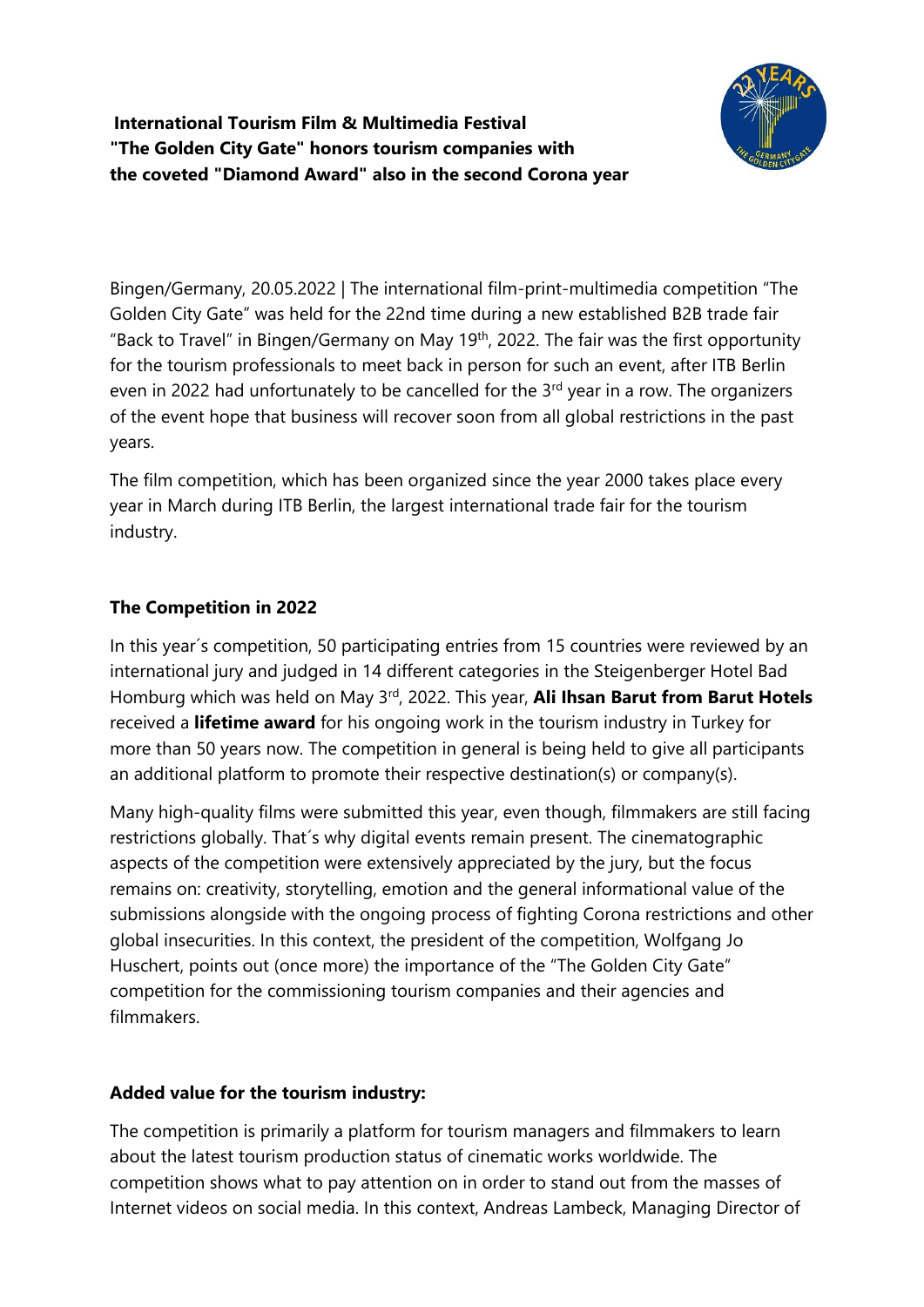**International Tourism Film & Multimedia Festival "The Golden City Gate" honors tourism companies with the coveted "Diamond Award" also in the second Corona year**

Bingen/Germany, 20.05.2022 | The international film-print-multimedia competition "The Golden City Gate" was held for the 22nd time during a new established B2B trade fair "Back to Travel" in Bingen/Germany on May 19th, 2022. The fair was the first opportunity for the tourism professionals to meet back in person for such an event, after ITB Berlin even in 2022 had unfortunately to be cancelled for the 3rd year in a row. The organizers of the event hope that business will recover soon from all global restrictions in the past years.

The film competition, which has been organized since the year 2000 takes place every year in March during ITB Berlin, the largest international trade fair for the tourism industry.

## The Competition in 2022

In this year´s competition, 50 participating entries from 15 countries were reviewed by an international jury and judged in 14 different categories in the Steigenberger Hotel Bad Homburg which was held on May 3rd, 2022. This year, **Ali Ihsan Barut from Barut Hotels** received a **lifetime award** for his ongoing work in the tourism industry in Turkey for more than 50 years now. The competition in general is being held to give all participants an additional platform to promote their respective destination(s) or company(s).

Many high-quality films were submitted this year, even though, filmmakers are still facing restrictions globally. That´s why digital events remain present. The cinematographic aspects of the competition were extensively appreciated by the jury, but the focus remains on: creativity, storytelling, emotion and the general informational value of the submissions alongside with the ongoing process of fighting Corona restrictions and other global insecurities. In this context, the president of the competition, Wolfgang Jo Huschert, points out (once more) the importance of the "The Golden City Gate" competition for the commissioning tourism companies and their agencies and filmmakers.

## Added value for the tourism industry:

The competition is primarily a platform for tourism managers and filmmakers to learn about the latest tourism production status of cinematic works worldwide. The competition shows what to pay attention on in order to stand out from the masses of Internet videos on social media. In this context, Andreas Lambeck, Managing Director of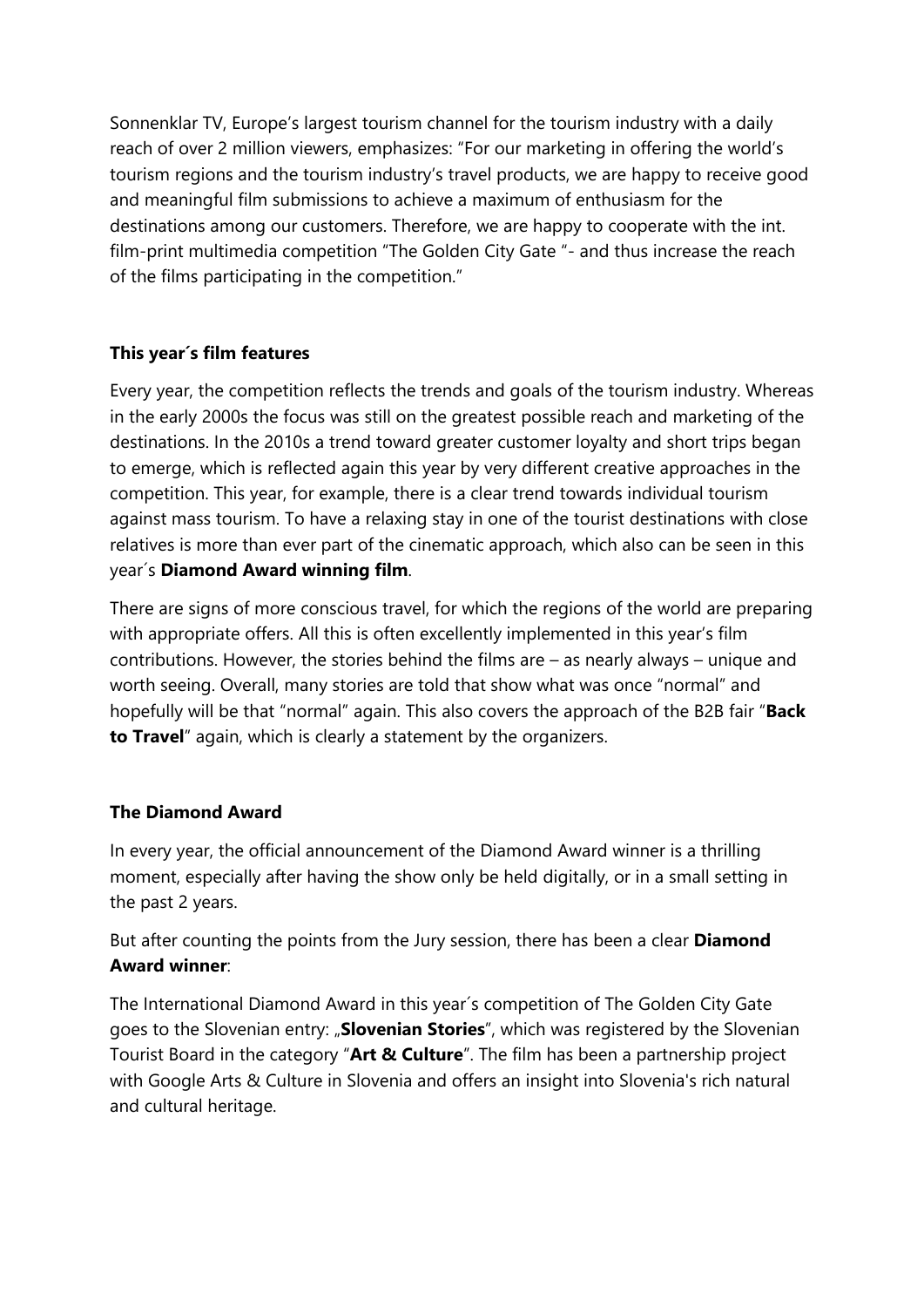Sonnenklar TV, Europe's largest tourism channel for the tourism industry with a daily reach of over 2 million viewers, emphasizes: "For our marketing in offering the world's tourism regions and the tourism industry's travel products, we are happy to receive good and meaningful film submissions to achieve a maximum of enthusiasm for the destinations among our customers. Therefore, we are happy to cooperate with the int. film-print multimedia competition "The Golden City Gate "- and thus increase the reach of the films participating in the competition."

### This year´s film features

Every year, the competition reflects the trends and goals of the tourism industry. Whereas in the early 2000s the focus was still on the greatest possible reach and marketing of the destinations. In the 2010s a trend toward greater customer loyalty and short trips began to emerge, which is reflected again this year by very different creative approaches in the competition. This year, for example, there is a clear trend towards individual tourism against mass tourism. To have a relaxing stay in one of the tourist destinations with close relatives is more than ever part of the cinematic approach, which also can be seen in this year´s **Diamond Award winning film**.

There are signs of more conscious travel, for which the regions of the world are preparing with appropriate offers. All this is often excellently implemented in this year's film contributions. However, the stories behind the films are – as nearly always – unique and worth seeing. Overall, many stories are told that show what was once "normal" and hopefully will be that "normal" again. This also covers the approach of the B2B fair "**Back to Travel**" again, which is clearly a statement by the organizers.

### The Diamond Award

In every year, the official announcement of the Diamond Award winner is a thrilling moment, especially after having the show only be held digitally, or in a small setting in the past 2 years.

But after counting the points from the Jury session, there has been a clear **Diamond Award winner**:

The International Diamond Award in this year´s competition of The Golden City Gate goes to the Slovenian entry: „**Slovenian Stories**", which was registered by the Slovenian Tourist Board in the category "**Art & Culture**". The film has been a partnership project with Google Arts & Culture in Slovenia and offers an insight into Slovenia's rich natural and cultural heritage.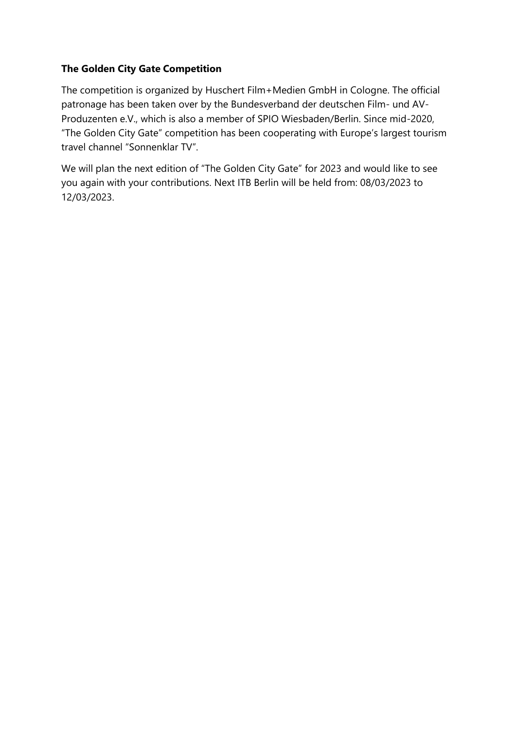**The Golden City Gate Competition**

The competition is organized by Huschert Film+Medien GmbH in Cologne. The official patronage has been taken over by the Bundesverband der deutschen Film- und AV-Produzenten e.V., which is also a member of SPIO Wiesbaden/Berlin. Since mid-2020, "The Golden City Gate" competition has been cooperating with Europe's largest tourism travel channel "Sonnenklar TV".

We will plan the next edition of "The Golden City Gate" for 2023 and would like to see you again with your contributions. Next ITB Berlin will be held from: 08/03/2023 to 12/03/2023.